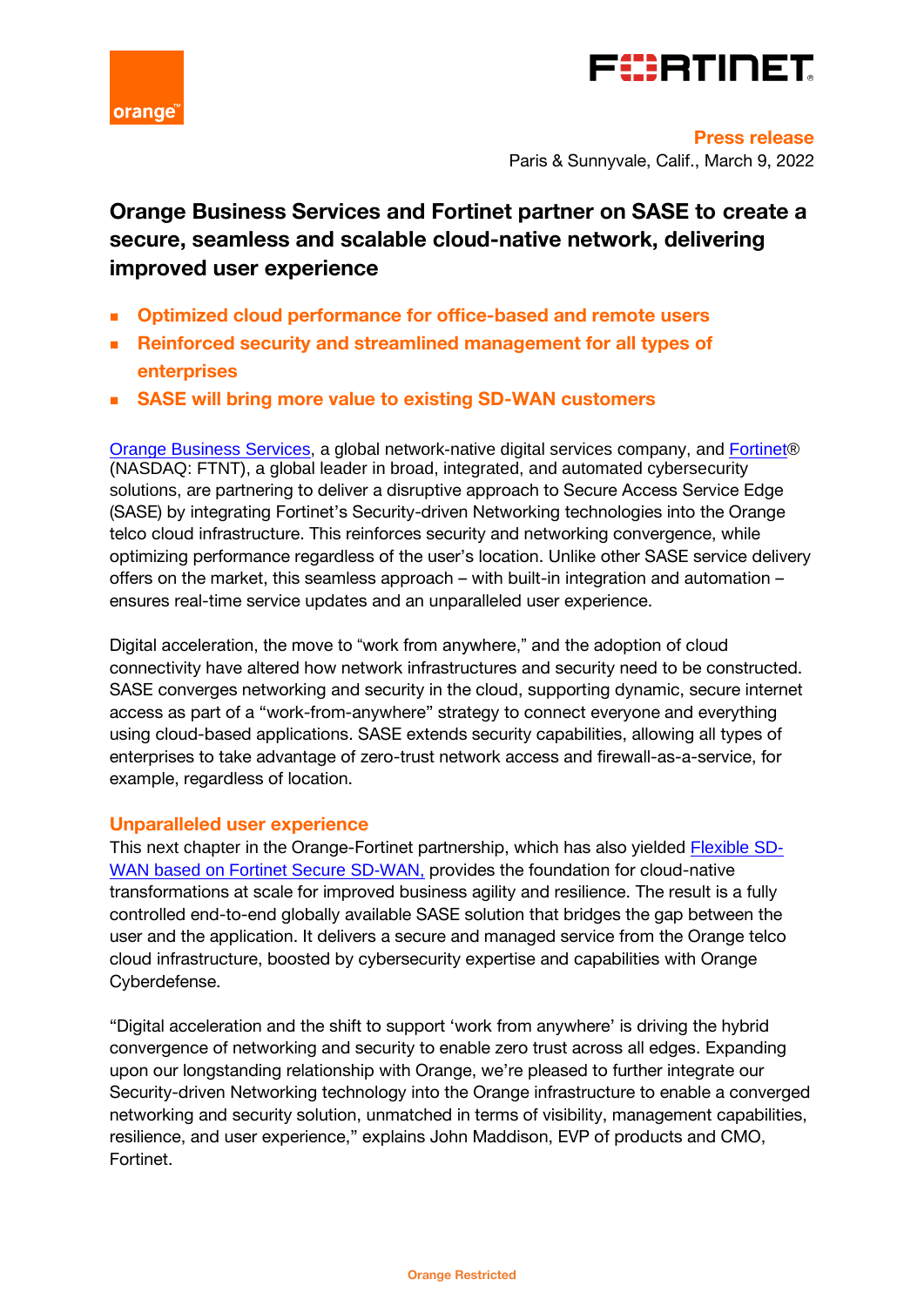**Press release**

Paris & Sunnyvale, Calif., March 9, 2022

# Orange Business Services and Fortinet partner on SASE to create a secure, seamless and scalable cloud-native network, delivering improved user experience

- **Optimized cloud performance for office-based and remote users**
- **Reinforced security and streamlined management for all types of enterprises**
- **SASE will bring more value to existing SD-WAN customers**

Orange Business Services, a global network-native digital services company, and Fortinet® (NASDAQ: FTNT), a global leader in broad, integrated, and automated cybersecurity solutions, are partnering to deliver a disruptive approach to Secure Access Service Edge (SASE) by integrating Fortinet's Security-driven Networking technologies into the Orange telco cloud infrastructure. This reinforces security and networking convergence, while optimizing performance regardless of the user's location. Unlike other SASE service delivery offers on the market, this seamless approach – with built-in integration and automation – ensures real-time service updates and an unparalleled user experience.

Digital acceleration, the move to "work from anywhere," and the adoption of cloud connectivity have altered how network infrastructures and security need to be constructed. SASE converges networking and security in the cloud, supporting dynamic, secure internet access as part of a "work-from-anywhere" strategy to connect everyone and everything using cloud-based applications. SASE extends security capabilities, allowing all types of enterprises to take advantage of zero-trust network access and firewall-as-a-service, for example, regardless of location.

## Unparalleled user experience

This next chapter in the Orange-Fortinet partnership, which has also yielded Flexible SD-WAN based on Fortinet Secure SD-WAN, provides the foundation for cloud-native transformations at scale for improved business agility and resilience. The result is a fully controlled end-to-end globally available SASE solution that bridges the gap between the user and the application. It delivers a secure and managed service from the Orange telco cloud infrastructure, boosted by cybersecurity expertise and capabilities with Orange Cyberdefense.

"Digital acceleration and the shift to support 'work from anywhere' is driving the hybrid convergence of networking and security to enable zero trust across all edges. Expanding upon our longstanding relationship with Orange, we're pleased to further integrate our Security-driven Networking technology into the Orange infrastructure to enable a converged networking and security solution, unmatched in terms of visibility, management capabilities, resilience, and user experience," explains John Maddison, EVP of products and CMO, Fortinet.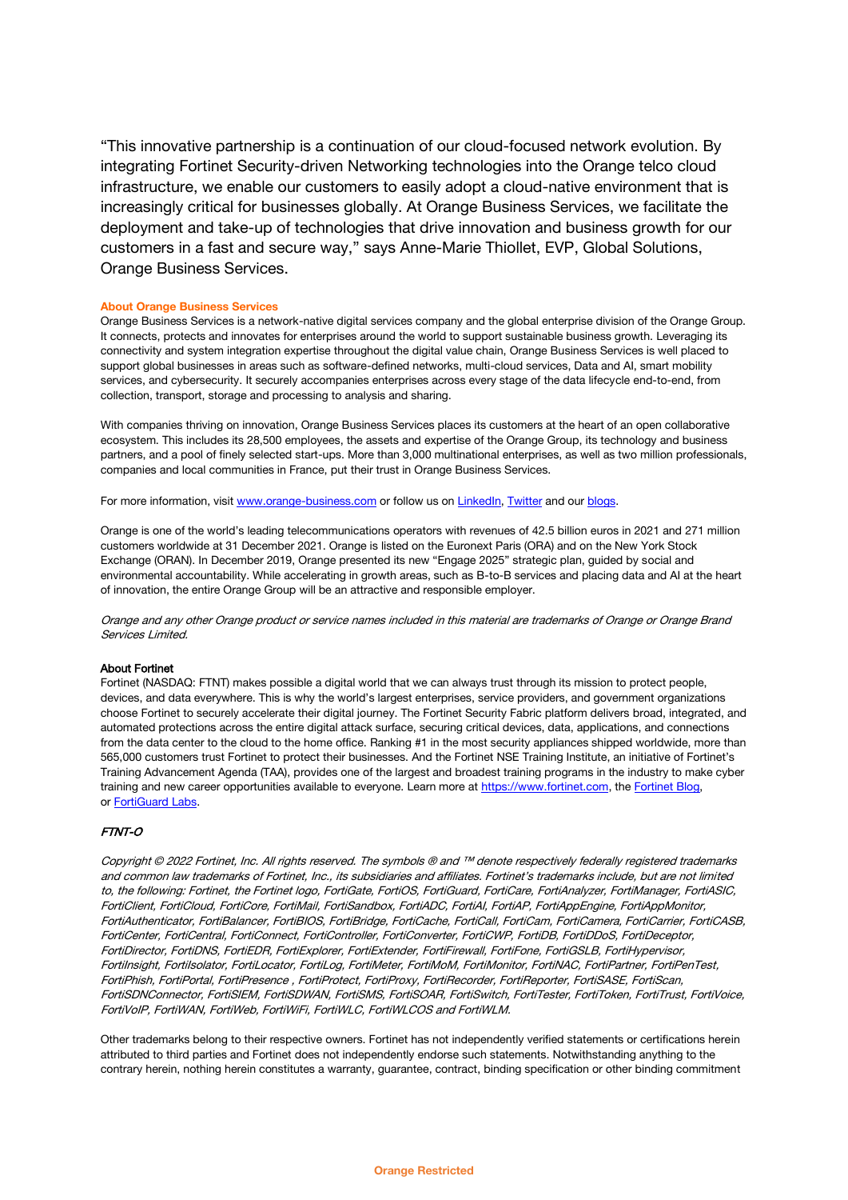"This innovative partnership is a continuation of our cloud-focused network evolution. By integrating Fortinet Security-driven Networking technologies into the Orange telco cloud infrastructure, we enable our customers to easily adopt a cloud-native environment that is increasingly critical for businesses globally. At Orange Business Services, we facilitate the deployment and take-up of technologies that drive innovation and business growth for our customers in a fast and secure way," says Anne-Marie Thiollet, EVP, Global Solutions, Orange Business Services.

**About Orange Business Services**

Orange Business Services is a network-native digital services company and the global enterprise division of the Orange Group. It connects, protects and innovates for enterprises around the world to support sustainable business growth. Leveraging its connectivity and system integration expertise throughout the digital value chain, Orange Business Services is well placed to support global businesses in areas such as software-defined networks, multi-cloud services, Data and AI, smart mobility services, and cybersecurity. It securely accompanies enterprises across every stage of the data lifecycle end-to-end, from collection, transport, storage and processing to analysis and sharing.

With companies thriving on innovation, Orange Business Services places its customers at the heart of an open collaborative ecosystem. This includes its 28,500 employees, the assets and expertise of the Orange Group, its technology and business partners, and a pool of finely selected start-ups. More than 3,000 multinational enterprises, as well as two million professionals, companies and local communities in France, put their trust in Orange Business Services.

For more information, visit www.orange-business.com or follow us on LinkedIn, Twitter and our blogs.

Orange is one of the world's leading telecommunications operators with revenues of 42.5 billion euros in 2021 and 271 million customers worldwide at 31 December 2021. Orange is listed on the Euronext Paris (ORA) and on the New York Stock Exchange (ORAN). In December 2019, Orange presented its new "Engage 2025" strategic plan, guided by social and environmental accountability. While accelerating in growth areas, such as B-to-B services and placing data and AI at the heart of innovation, the entire Orange Group will be an attractive and responsible employer.

*Orange and any other Orange product or service names included in this material are trademarks of Orange or Orange Brand Services Limited.*

**About Fortinet**

Fortinet (NASDAQ: FTNT) makes possible a digital world that we can always trust through its mission to protect people, devices, and data everywhere. This is why the world's largest enterprises, service providers, and government organizations choose Fortinet to securely accelerate their digital journey. The Fortinet Security Fabric platform delivers broad, integrated, and automated protections across the entire digital attack surface, securing critical devices, data, applications, and connections from the data center to the cloud to the home office. Ranking #1 in the most security appliances shipped worldwide, more than 565,000 customers trust Fortinet to protect their businesses. And the Fortinet NSE Training Institute, an initiative of Fortinet's Training Advancement Agenda (TAA), provides one of the largest and broadest training programs in the industry to make cyber training and new career opportunities available to everyone. Learn more at https://www.fortinet.com, the Fortinet Blog, or FortiGuard Labs.

***FTNT-O***

*Copyright © 2022 Fortinet, Inc. All rights reserved. The symbols ® and ™ denote respectively federally registered trademarks and common law trademarks of Fortinet, Inc., its subsidiaries and affiliates. Fortinet's trademarks include, but are not limited to, the following: Fortinet, the Fortinet logo, FortiGate, FortiOS, FortiGuard, FortiCare, FortiAnalyzer, FortiManager, FortiASIC, FortiClient, FortiCloud, FortiCore, FortiMail, FortiSandbox, FortiADC, FortiAI, FortiAP, FortiAppEngine, FortiAppMonitor, FortiAuthenticator, FortiBalancer, FortiBIOS, FortiBridge, FortiCache, FortiCall, FortiCam, FortiCamera, FortiCarrier, FortiCASB, FortiCenter, FortiCentral, FortiConnect, FortiController, FortiConverter, FortiCWP, FortiDB, FortiDDoS, FortiDeceptor, FortiDirector, FortiDNS, FortiEDR, FortiExplorer, FortiExtender, FortiFirewall, FortiFone, FortiGSLB, FortiHypervisor, FortiInsight, FortiIsolator, FortiLocator, FortiLog, FortiMeter, FortiMoM, FortiMonitor, FortiNAC, FortiPartner, FortiPenTest, FortiPhish, FortiPortal, FortiPresence , FortiProtect, FortiProxy, FortiRecorder, FortiReporter, FortiSASE, FortiScan, FortiSDNConnector, FortiSIEM, FortiSDWAN, FortiSMS, FortiSOAR, FortiSwitch, FortiTester, FortiToken, FortiTrust, FortiVoice, FortiVoIP, FortiWAN, FortiWeb, FortiWiFi, FortiWLC, FortiWLCOS and FortiWLM.*

Other trademarks belong to their respective owners. Fortinet has not independently verified statements or certifications herein attributed to third parties and Fortinet does not independently endorse such statements. Notwithstanding anything to the contrary herein, nothing herein constitutes a warranty, guarantee, contract, binding specification or other binding commitment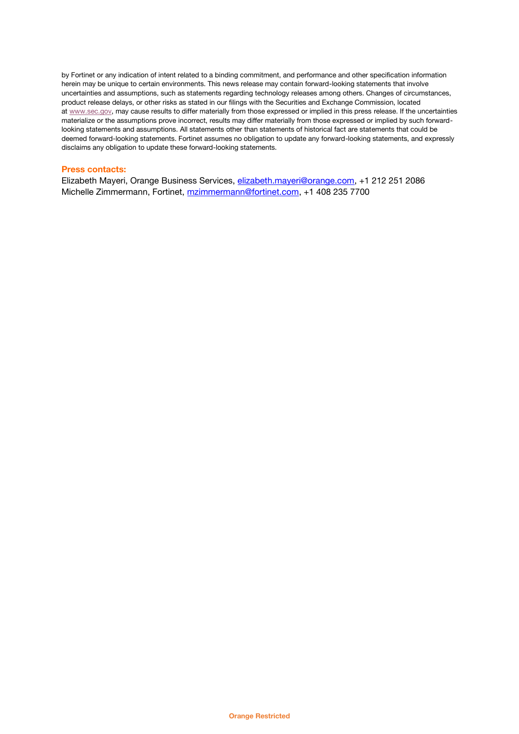by Fortinet or any indication of intent related to a binding commitment, and performance and other specification information herein may be unique to certain environments. This news release may contain forward-looking statements that involve uncertainties and assumptions, such as statements regarding technology releases among others. Changes of circumstances, product release delays, or other risks as stated in our filings with the Securities and Exchange Commission, located at www.sec.gov, may cause results to differ materially from those expressed or implied in this press release. If the uncertainties materialize or the assumptions prove incorrect, results may differ materially from those expressed or implied by such forward-looking statements and assumptions. All statements other than statements of historical fact are statements that could be deemed forward-looking statements. Fortinet assumes no obligation to update any forward-looking statements, and expressly disclaims any obligation to update these forward-looking statements.

**Press contacts:**

Elizabeth Mayeri, Orange Business Services, elizabeth.mayeri@orange.com, +1 212 251 2086
Michelle Zimmermann, Fortinet, mzimmermann@fortinet.com, +1 408 235 7700

Orange Restricted